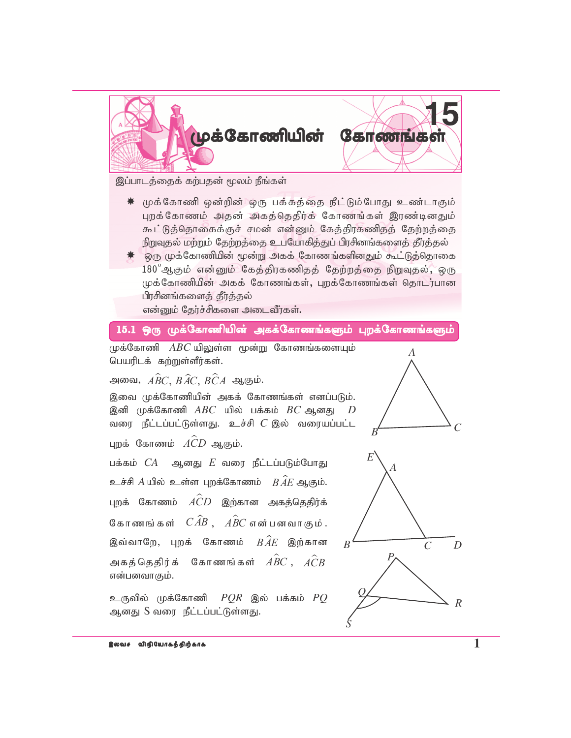# 15 முக்கோணியின் கோணங்கள்

இப்பாடத்தைக் கற்பதன் மூலம் நீங்கள்

- முக்கோணி ஒன்றின் ஒரு பக்கத்தை நீட்டும்போது உண்டாகும் புறக்கோணம் அதன் அகத்தெதிர்க் கோணங்கள் இரண்டினதும் கூட்டுத்தொகைக்குச் சமன் என்னும் கேத்திரகணிதத் தேற்றத்தை நிறுவுதல் மற்றும் தேற்றத்தை உபயோகித்துப் பிரசினங்களைத் தீர்த்தல்
- ஒரு முக்கோணியின் மூன்று அகக் கோணங்களினதும் கூட்டுத்தொகை $180^\circ$ ஆகும் என்னும் கேத்திரகணிதத் தேற்றத்தை நிறுவுதல், ஒரு முக்கோணியின் அகக் கோணங்கள், புறக்கோணங்கள் தொடர்பான பிரசினங்களைத் தீர்த்தல்

என்னும் தேர்ச்சிகளை அடைவீர்கள்.

## 15.1 ஒரு முக்கோணியின் அகக்கோணங்களும் புறக்கோணங்களும்

முக்கோணி $ABC$ யிலுள்ள மூன்று கோணங்களையும் பெயரிடக் கற்றுள்ளீர்கள்.

அவை, $A\hat{B}C$, $B\hat{A}C$, $B\hat{C}A$ ஆகும்.

இவை முக்கோணியின் அகக் கோணங்கள் எனப்படும். இனி முக்கோணி $ABC$ யில் பக்கம் $BC$ ஆனது $D$ வரை நீட்டப்பட்டுள்ளது. உச்சி $C$ இல் வரையப்பட்ட புறக் கோணம் $A\hat{C}D$ ஆகும்.

பக்கம் $CA$ ஆனது $E$ வரை நீட்டப்படும்போது உச்சி $A$ யில் உள்ள புறக்கோணம் $B\hat{A}E$ ஆகும். புறக் கோணம் $A\hat{C}D$ இற்கான அகத்தெதிர்க் கோணங்கள் $C\hat{A}B$ , $A\hat{B}C$ என்பனவாகும். இவ்வாறே, புறக் கோணம் $B\hat{A}E$ இற்கான அகத்தெதிர்க் கோணங்கள் $A\hat{B}C$ , $A\hat{C}B$ என்பனவாகும்.

உருவில் முக்கோணி $PQR$ இல் பக்கம் $PQ$ ஆனது S வரை நீட்டப்பட்டுள்ளது.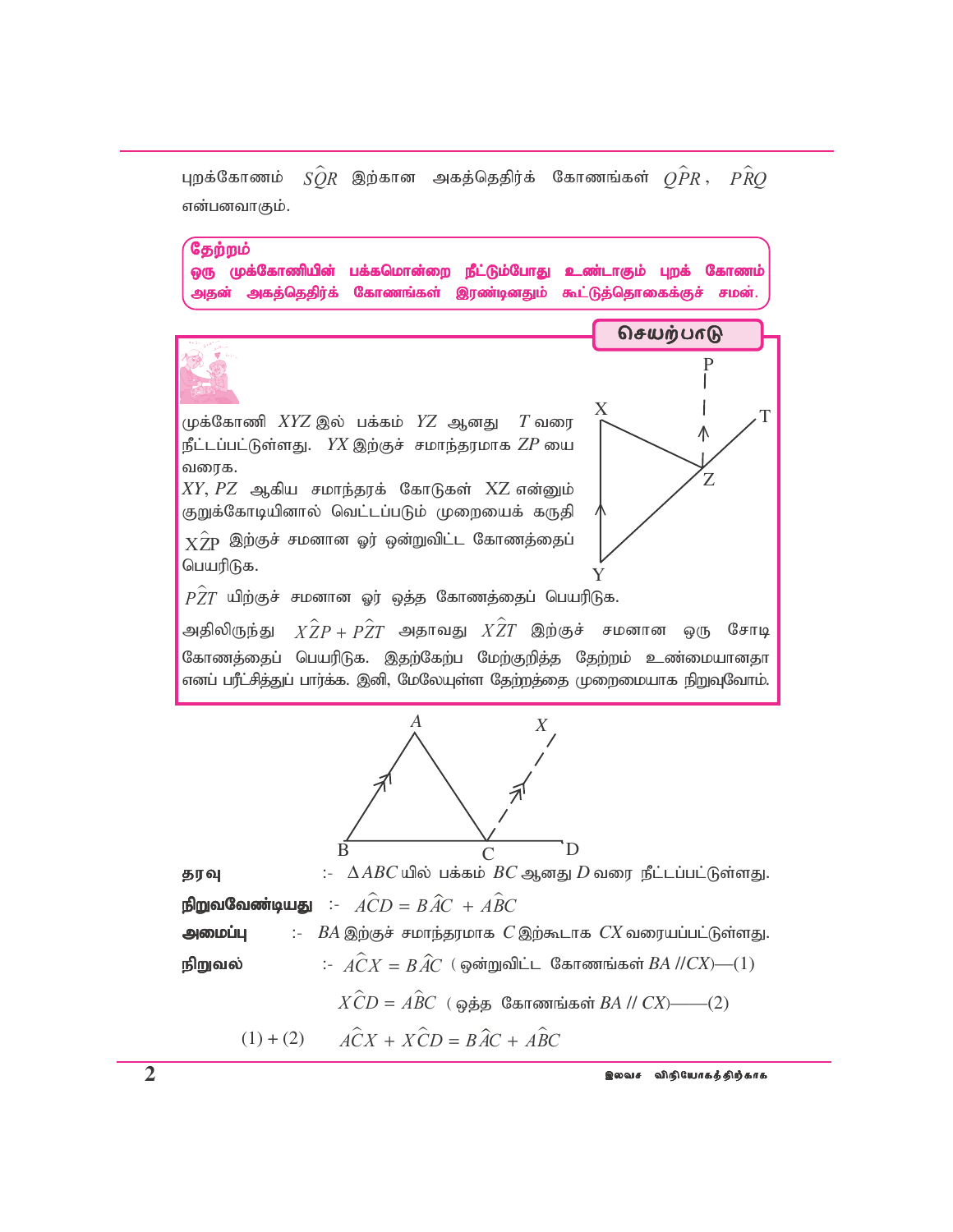புறக்கோணம் $S\hat{Q}R$ இற்கான அகத்தெதிர்க் கோணங்கள் $Q\hat{P}R$, $P\hat{R}Q$ என்பனவாகும்.

**தேற்றம்**

**ஒரு முக்கோணியின் பக்கமொன்றை நீட்டும்போது உண்டாகும் புறக் கோணம் அதன் அகத்தெதிர்க் கோணங்கள் இரண்டினதும் கூட்டுத்தொகைக்குச் சமன்.**

**செயற்பாடு**

முக்கோணி $XYZ$ இல் பக்கம் $YZ$ ஆனது $T$ வரை நீட்டப்பட்டுள்ளது. $YX$ இற்குச் சமாந்தரமாக $ZP$ யை வரைக.

$XY$, $PZ$ ஆகிய சமாந்தரக் கோடுகள் $XZ$ என்னும் குறுக்கோடியினால் வெட்டப்படும் முறையைக் கருதி $X\hat{Z}P$ இற்குச் சமனான ஓர் ஒன்றுவிட்ட கோணத்தைப் பெயரிடுக.

$P\hat{Z}T$ யிற்குச் சமனான ஓர் ஒத்த கோணத்தைப் பெயரிடுக.

அதிலிருந்து $X\hat{Z}P + P\hat{Z}T$ அதாவது $X\hat{Z}T$ இற்குச் சமனான ஒரு சோடி கோணத்தைப் பெயரிடுக. இதற்கேற்ப மேற்குறித்த தேற்றம் உண்மையானதா எனப் பரீட்சித்துப் பார்க்க. இனி, மேலேயுள்ள தேற்றத்தை முறைமையாக நிறுவுவோம்.

**தரவு** :- $\Delta ABC$ யில் பக்கம் $BC$ ஆனது $D$ வரை நீட்டப்பட்டுள்ளது.

**நிறுவவேண்டியது** :- $A\hat{C}D = B\hat{A}C + A\hat{B}C$

**அமைப்பு** :- $BA$ இற்குச் சமாந்தரமாக $C$ இற்கூடாக $CX$ வரையப்பட்டுள்ளது.

**நிறுவல்** :- $A\hat{C}X = B\hat{A}C$ (ஒன்றுவிட்ட கோணங்கள் $BA // CX$)—(1)

$X\hat{C}D = A\hat{B}C$ (ஒத்த கோணங்கள் $BA // CX$)——(2)

(1) + (2) $\quad A\hat{C}X + X\hat{C}D = B\hat{A}C + A\hat{B}C$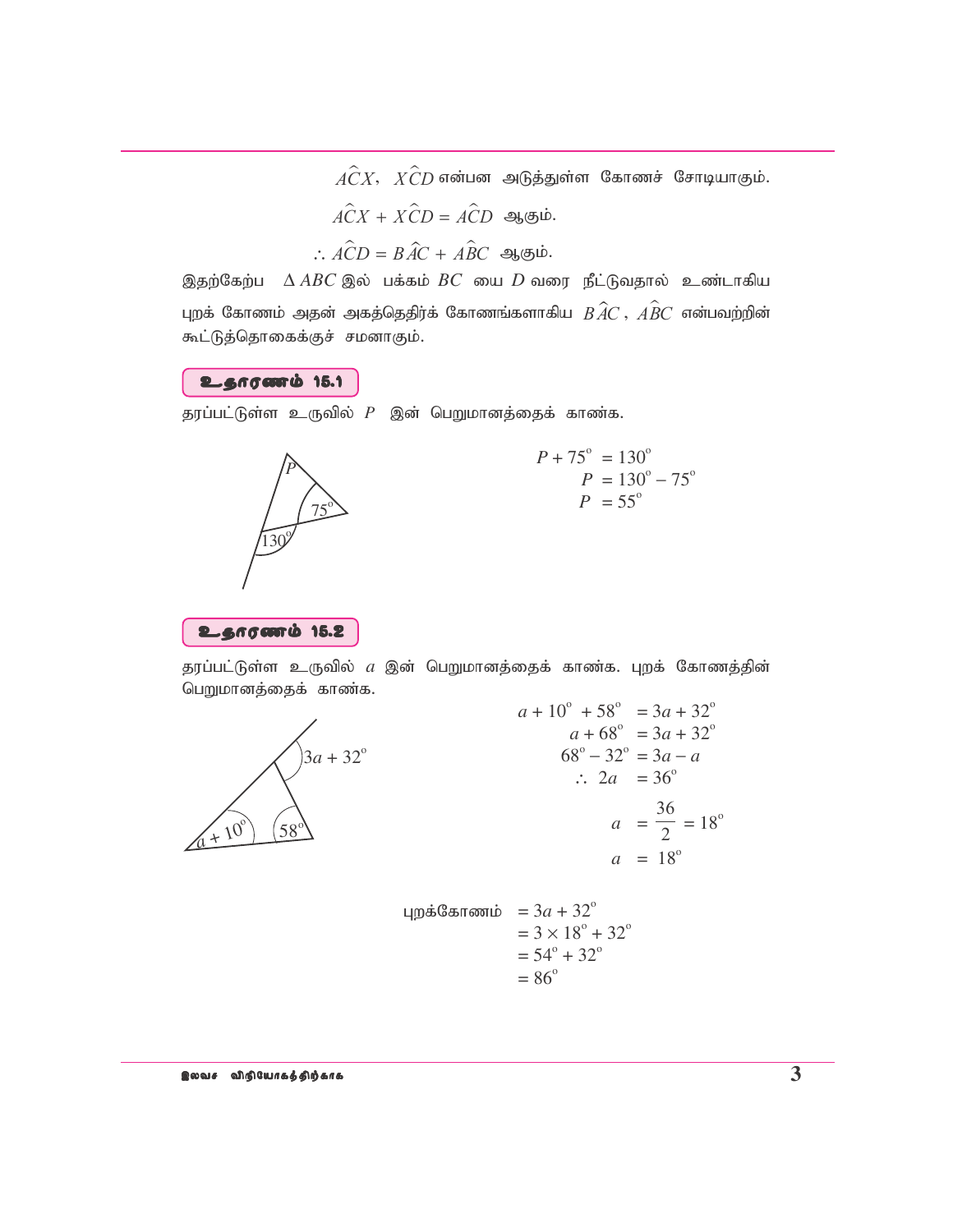$A\hat{C}X$, $X\hat{C}D$ என்பன அடுத்துள்ள கோணச் சோடியாகும்.

$A\hat{C}X + X\hat{C}D = A\hat{C}D$ ஆகும்.

$\therefore A\hat{C}D = B\hat{A}C + A\hat{B}C$ ஆகும்.

இதற்கேற்ப $\Delta ABC$ இல் பக்கம் $BC$ யை $D$ வரை நீட்டுவதால் உண்டாகிய புறக் கோணம் அதன் அகத்தெதிர்க் கோணங்களாகிய $B\hat{A}C$, $A\hat{B}C$ என்பவற்றின் கூட்டுத்தொகைக்குச் சமனாகும்.

### உதாரணம் 15.1

தரப்பட்டுள்ள உருவில் $P$ இன் பெறுமானத்தைக் காண்க.

$$P + 75^\circ = 130^\circ$$
$$P = 130^\circ - 75^\circ$$
$$P = 55^\circ$$

### உதாரணம் 15.2

தரப்பட்டுள்ள உருவில் $a$ இன் பெறுமானத்தைக் காண்க. புறக் கோணத்தின் பெறுமானத்தைக் காண்க.

$$a + 10^\circ + 58^\circ = 3a + 32^\circ$$
$$a + 68^\circ = 3a + 32^\circ$$
$$68^\circ - 32^\circ = 3a - a$$
$$\therefore 2a = 36^\circ$$
$$a = \frac{36}{2} = 18^\circ$$
$$a = 18^\circ$$

புறக்கோணம் $= 3a + 32^\circ$
$= 3 \times 18^\circ + 32^\circ$
$= 54^\circ + 32^\circ$
$= 86^\circ$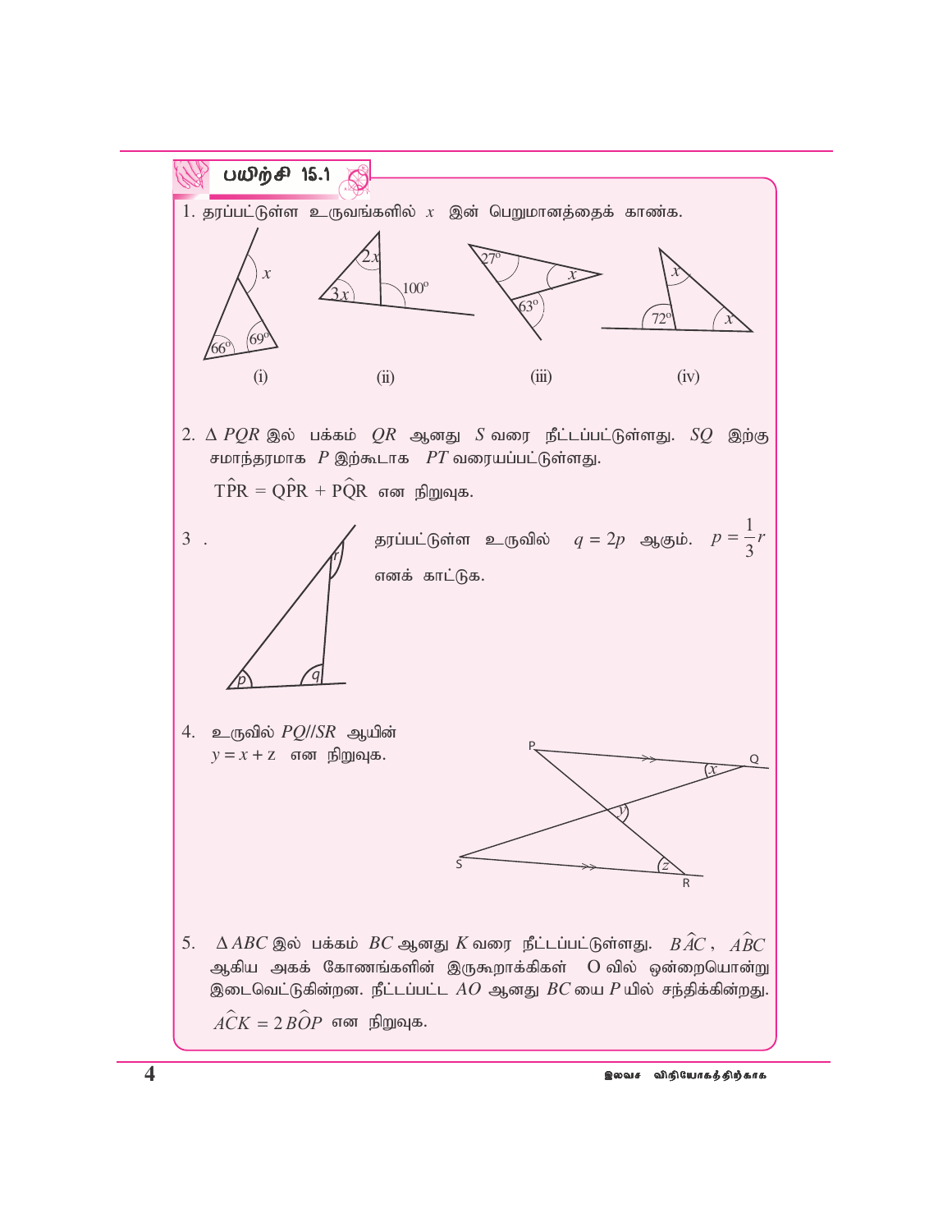## பயிற்சி 15.1

1. தரப்பட்டுள்ள உருவங்களில் $x$ இன் பெறுமானத்தைக் காண்க.

(i) (ii) (iii) (iv)

2. $\Delta\, PQR$ இல் பக்கம் $QR$ ஆனது $S$ வரை நீட்டப்பட்டுள்ளது. $SQ$ இற்கு சமாந்தரமாக $P$ இற்கூடாக $PT$ வரையப்பட்டுள்ளது.

   $T\hat{P}R = Q\hat{P}R + P\hat{Q}R$ என நிறுவுக.

3. தரப்பட்டுள்ள உருவில் $q = 2p$ ஆகும். $p = \dfrac{1}{3}r$ எனக் காட்டுக.

4. உருவில் $PQ//SR$ ஆயின் $y = x + z$ என நிறுவுக.

5. $\Delta\, ABC$ இல் பக்கம் $BC$ ஆனது $K$ வரை நீட்டப்பட்டுள்ளது. $B\hat{A}C$, $A\hat{B}C$ ஆகிய அகக் கோணங்களின் இருகூறாக்கிகள் O வில் ஒன்றையொன்று இடைவெட்டுகின்றன. நீட்டப்பட்ட $AO$ ஆனது $BC$ யை $P$ யில் சந்திக்கின்றது. $A\hat{C}K = 2\,B\hat{O}P$ என நிறுவுக.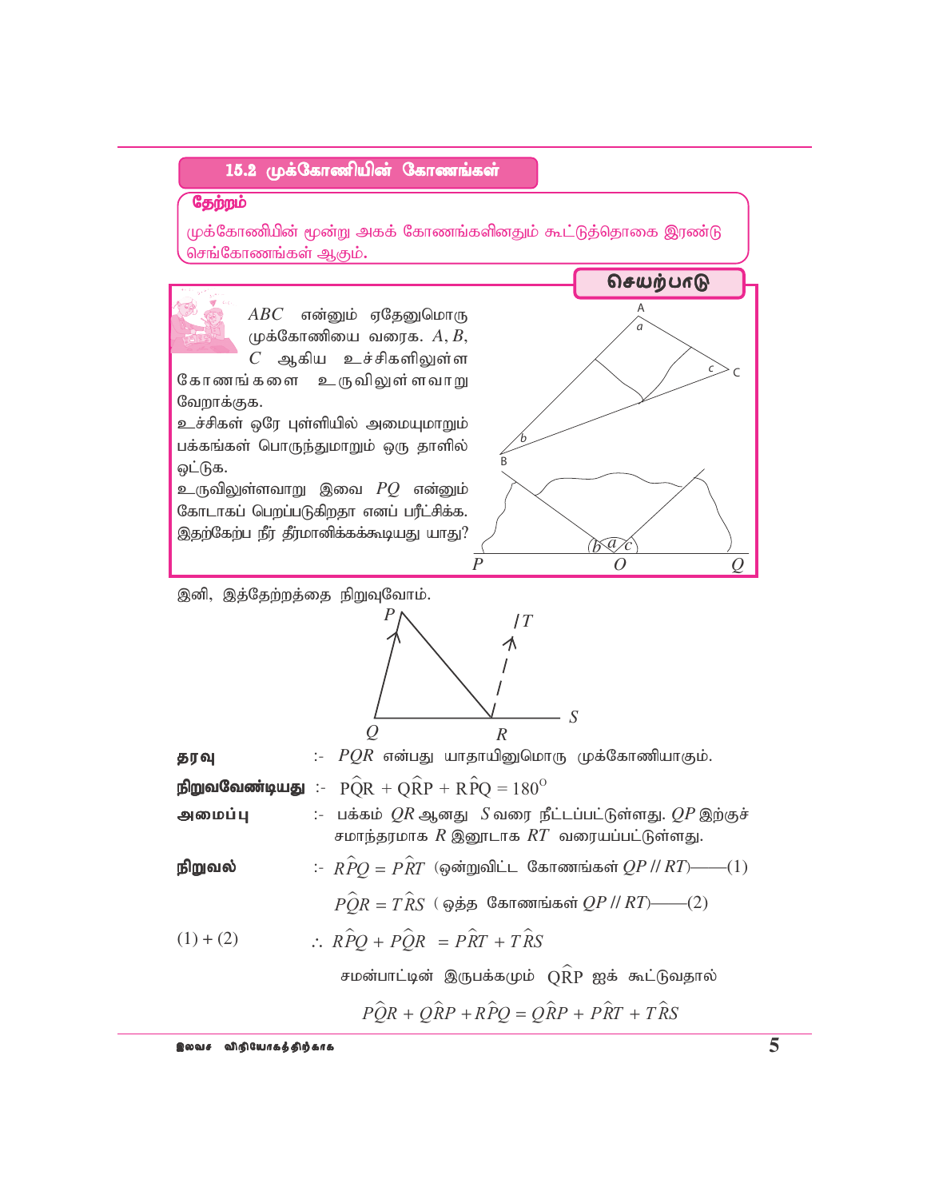## 15.2 முக்கோணியின் கோணங்கள்

**தேற்றம்**

முக்கோணியின் மூன்று அகக் கோணங்களினதும் கூட்டுத்தொகை இரண்டு செங்கோணங்கள் ஆகும்.

**செயற்பாடு**

$ABC$ என்னும் ஏதேனுமொரு முக்கோணியை வரைக. $A, B, C$ ஆகிய உச்சிகளிலுள்ள கோணங்களை உருவிலுள்ளவாறு வேறாக்குக.

உச்சிகள் ஒரே புள்ளியில் அமையுமாறும் பக்கங்கள் பொருந்துமாறும் ஒரு தாளில் ஒட்டுக.

உருவிலுள்ளவாறு இவை $PQ$ என்னும் கோடாகப் பெறப்படுகிறதா எனப் பரீட்சிக்க. இதற்கேற்ப நீர் தீர்மானிக்கக்கூடியது யாது?

இனி, இத்தேற்றத்தை நிறுவுவோம்.

**தரவு** :- $PQR$ என்பது யாதாயினுமொரு முக்கோணியாகும்.

**நிறுவவேண்டியது** :- $P\hat{Q}R + Q\hat{R}P + R\hat{P}Q = 180^{\circ}$

**அமைப்பு** :- பக்கம் $QR$ ஆனது $S$ வரை நீட்டப்பட்டுள்ளது. $QP$ இற்குச் சமாந்தரமாக $R$ இனூடாக $RT$ வரையப்பட்டுள்ளது.

**நிறுவல்** :- $R\hat{P}Q = P\hat{R}T$ (ஒன்றுவிட்ட கோணங்கள் $QP \,//\, RT$)——(1)

$P\hat{Q}R = T\hat{R}S$ ( ஒத்த கோணங்கள் $QP \,//\, RT$)——(2)

$(1) + (2)$ $\quad \therefore\ R\hat{P}Q + P\hat{Q}R = P\hat{R}T + T\hat{R}S$

சமன்பாட்டின் இருபக்கமும் $Q\hat{R}P$ ஐக் கூட்டுவதால்

$$P\hat{Q}R + Q\hat{R}P + R\hat{P}Q = Q\hat{R}P + P\hat{R}T + T\hat{R}S$$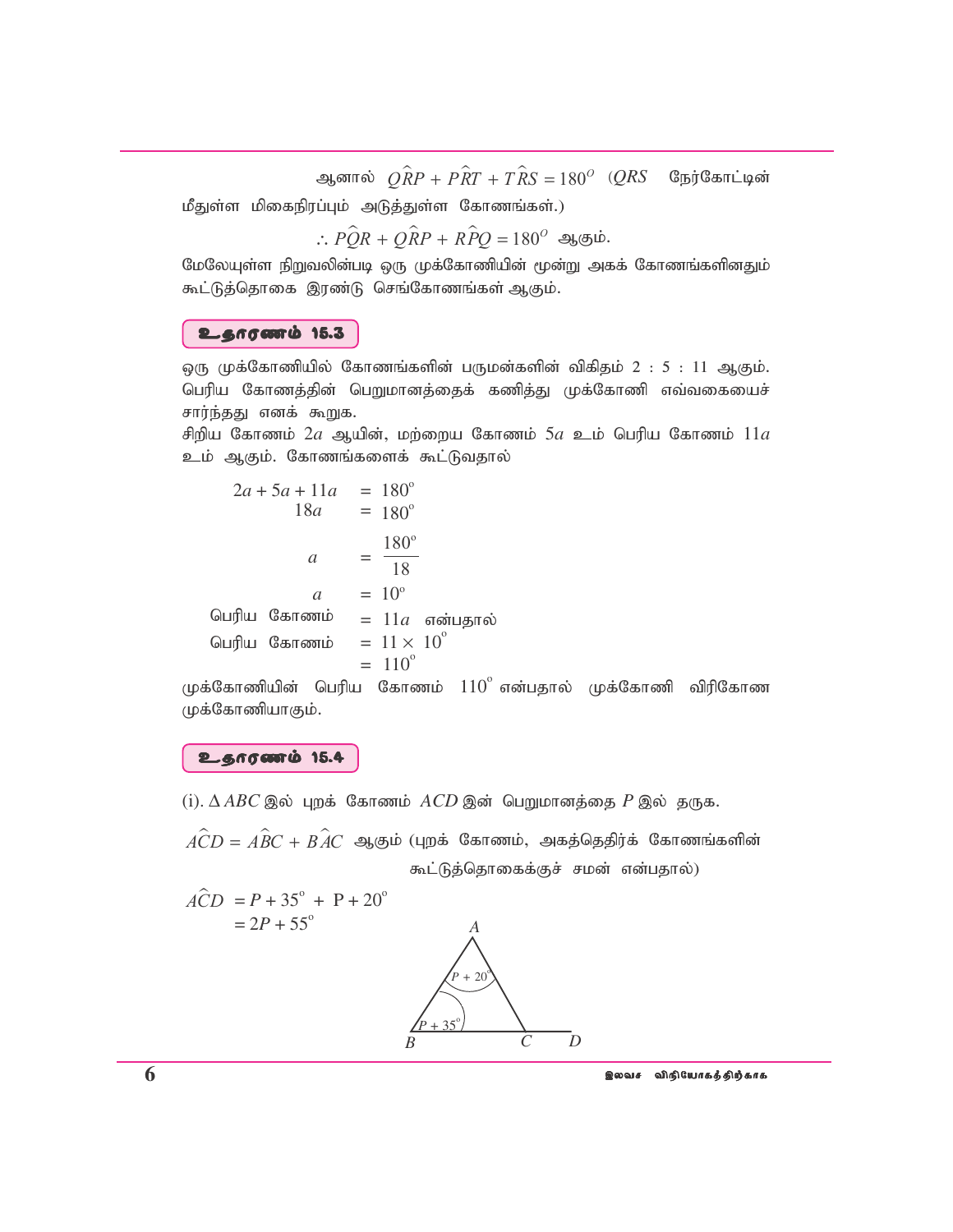ஆனால் $Q\hat{R}P + P\hat{R}T + T\hat{R}S = 180^O$ ($QRS$ நேர்கோட்டின் மீதுள்ள மிகைநிரப்பும் அடுத்துள்ள கோணங்கள்.)

$$\therefore P\hat{Q}R + Q\hat{R}P + R\hat{P}Q = 180^O \text{ ஆகும்.}$$

மேலேயுள்ள நிறுவலின்படி ஒரு முக்கோணியின் மூன்று அகக் கோணங்களினதும் கூட்டுத்தொகை இரண்டு செங்கோணங்கள் ஆகும்.

## உதாரணம் 15.3

ஒரு முக்கோணியில் கோணங்களின் பருமன்களின் விகிதம் 2 : 5 : 11 ஆகும். பெரிய கோணத்தின் பெறுமானத்தைக் கணித்து முக்கோணி எவ்வகையைச் சார்ந்தது எனக் கூறுக.

சிறிய கோணம் $2a$ ஆயின், மற்றைய கோணம் $5a$ உம் பெரிய கோணம் $11a$ உம் ஆகும். கோணங்களைக் கூட்டுவதால்

$$2a + 5a + 11a = 180^\circ$$
$$18a = 180^\circ$$
$$a = \frac{180^\circ}{18}$$
$$a = 10^\circ$$

பெரிய கோணம் $= 11a$ என்பதால்

பெரிய கோணம் $= 11 \times 10^\circ$

$= 110^\circ$

முக்கோணியின் பெரிய கோணம் $110^\circ$ என்பதால் முக்கோணி விரிகோண முக்கோணியாகும்.

## உதாரணம் 15.4

(i). $\Delta ABC$ இல் புறக் கோணம் $ACD$ இன் பெறுமானத்தை $P$ இல் தருக.

$A\hat{C}D = A\hat{B}C + B\hat{A}C$ ஆகும் (புறக் கோணம், அகத்தெதிர்க் கோணங்களின் கூட்டுத்தொகைக்குச் சமன் என்பதால்)

$$A\hat{C}D = P + 35^\circ + P + 20^\circ$$
$$= 2P + 55^\circ$$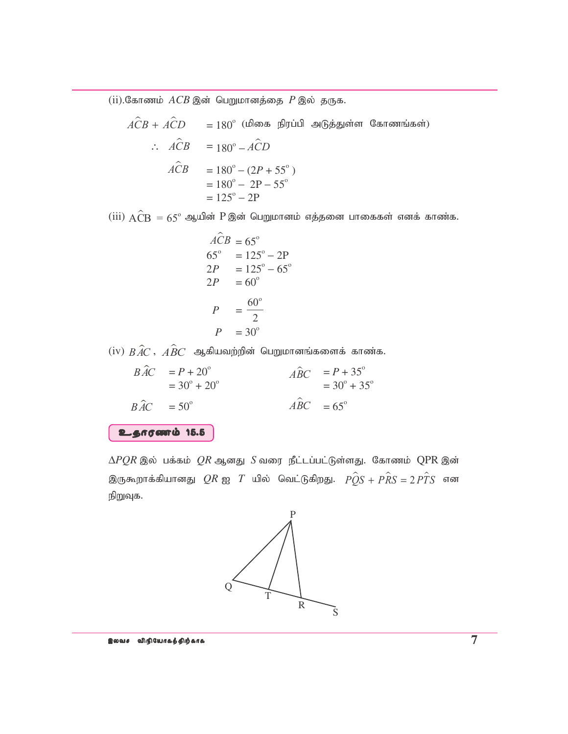(ii).கோணம் $ACB$ இன் பெறுமானத்தை $P$ இல் தருக.

$$A\hat{C}B + A\hat{C}D = 180^\circ \quad \text{(மிகை நிரப்பி அடுத்துள்ள கோணங்கள்)}$$

$$\therefore \quad A\hat{C}B = 180^\circ - A\hat{C}D$$

$$A\hat{C}B = 180^\circ - (2P + 55^\circ)$$
$$= 180^\circ - 2P - 55^\circ$$
$$= 125^\circ - 2P$$

(iii) $A\hat{C}B = 65^\circ$ ஆயின் P இன் பெறுமானம் எத்தனை பாகைகள் எனக் காண்க.

$$A\hat{C}B = 65^\circ$$
$$65^\circ = 125^\circ - 2P$$
$$2P = 125^\circ - 65^\circ$$
$$2P = 60^\circ$$
$$P = \frac{60^\circ}{2}$$
$$P = 30^\circ$$

(iv) $B\hat{A}C$ , $A\hat{B}C$ ஆகியவற்றின் பெறுமானங்களைக் காண்க.

$$B\hat{A}C = P + 20^\circ = 30^\circ + 20^\circ$$
$$B\hat{A}C = 50^\circ$$

$$A\hat{B}C = P + 35^\circ = 30^\circ + 35^\circ$$
$$A\hat{B}C = 65^\circ$$

**உதாரணம் 15.5**

$\Delta PQR$ இல் பக்கம் $QR$ ஆனது $S$ வரை நீட்டப்பட்டுள்ளது. கோணம் QPR இன் இருகூறாக்கியானது $QR$ ஐ $T$ யில் வெட்டுகிறது. $P\hat{Q}S + P\hat{R}S = 2P\hat{T}S$ என நிறுவுக.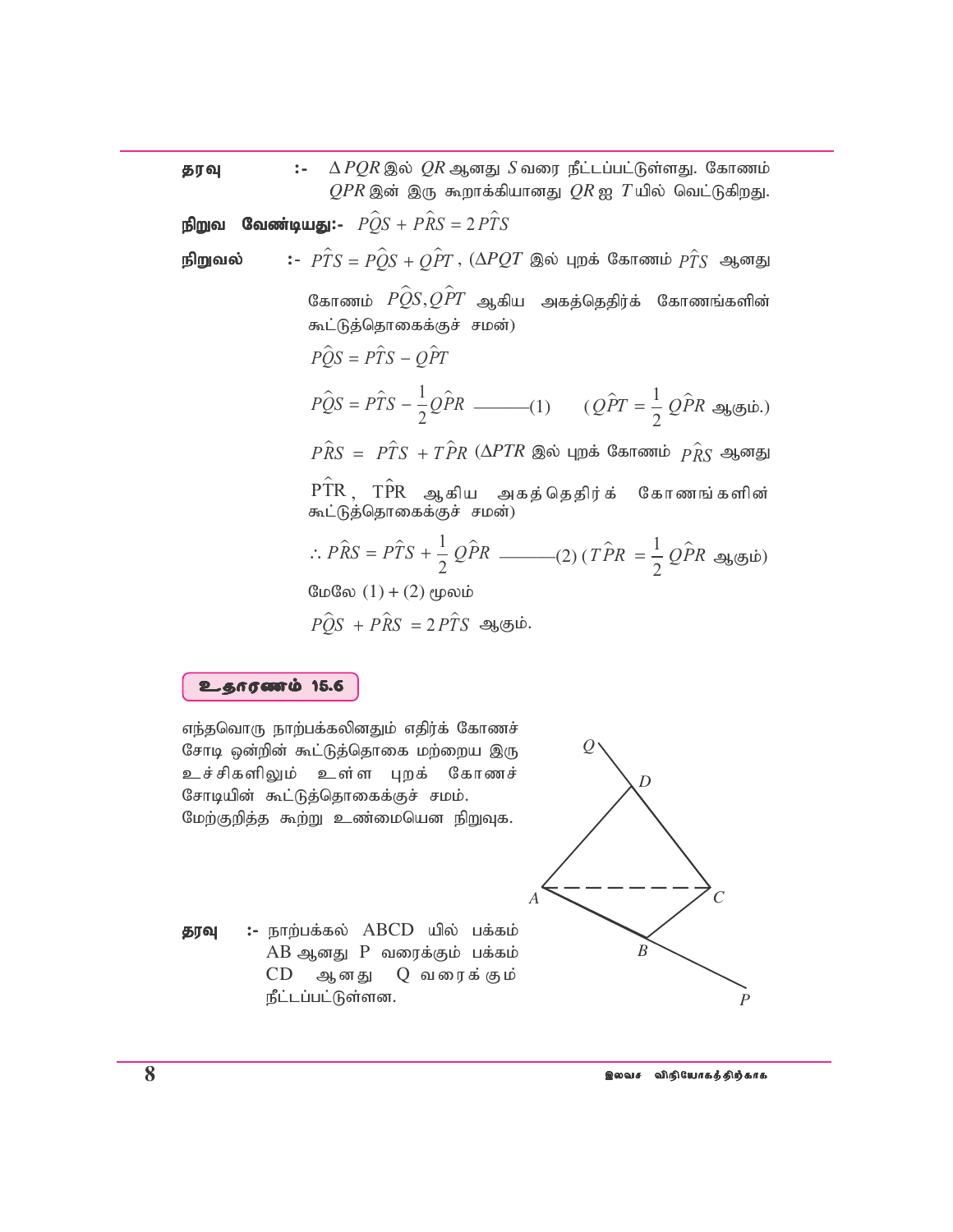**தரவு** :- $\Delta PQR$ இல் $QR$ ஆனது $S$ வரை நீட்டப்பட்டுள்ளது. கோணம் $QPR$ இன் இரு கூறாக்கியானது $QR$ ஐ $T$ யில் வெட்டுகிறது.

**நிறுவ வேண்டியது:-** $P\hat{Q}S + P\hat{R}S = 2P\hat{T}S$

**நிறுவல்** :- $P\hat{T}S = P\hat{Q}S + Q\hat{P}T$, ($\Delta PQT$ இல் புறக் கோணம் $P\hat{T}S$ ஆனது கோணம் $P\hat{Q}S, Q\hat{P}T$ ஆகிய அகத்தெதிர்க் கோணங்களின் கூட்டுத்தொகைக்குச் சமன்)

$P\hat{Q}S = P\hat{T}S - Q\hat{P}T$

$P\hat{Q}S = P\hat{T}S - \frac{1}{2}Q\hat{P}R$ ——(1) ($Q\hat{P}T = \frac{1}{2}Q\hat{P}R$ ஆகும்.)

$P\hat{R}S = P\hat{T}S + T\hat{P}R$ ($\Delta PTR$ இல் புறக் கோணம் $P\hat{R}S$ ஆனது $P\hat{T}R$, $T\hat{P}R$ ஆகிய அகத்தெதிர்க் கோணங்களின் கூட்டுத்தொகைக்குச் சமன்)

$\therefore P\hat{R}S = P\hat{T}S + \frac{1}{2}Q\hat{P}R$ ——(2) ($T\hat{P}R = \frac{1}{2}Q\hat{P}R$ ஆகும்)

மேலே $(1) + (2)$ மூலம்

$P\hat{Q}S + P\hat{R}S = 2P\hat{T}S$ ஆகும்.

## உதாரணம் 15.6

எந்தவொரு நாற்பக்கலினதும் எதிர்க் கோணச் சோடி ஒன்றின் கூட்டுத்தொகை மற்றைய இரு உச்சிகளிலும் உள்ள புறக் கோணச் சோடியின் கூட்டுத்தொகைக்குச் சமம். மேற்குறித்த கூற்று உண்மையென நிறுவுக.

**தரவு** :- நாற்பக்கல் ABCD யில் பக்கம் AB ஆனது P வரைக்கும் பக்கம் CD ஆனது Q வரைக்கும் நீட்டப்பட்டுள்ளன.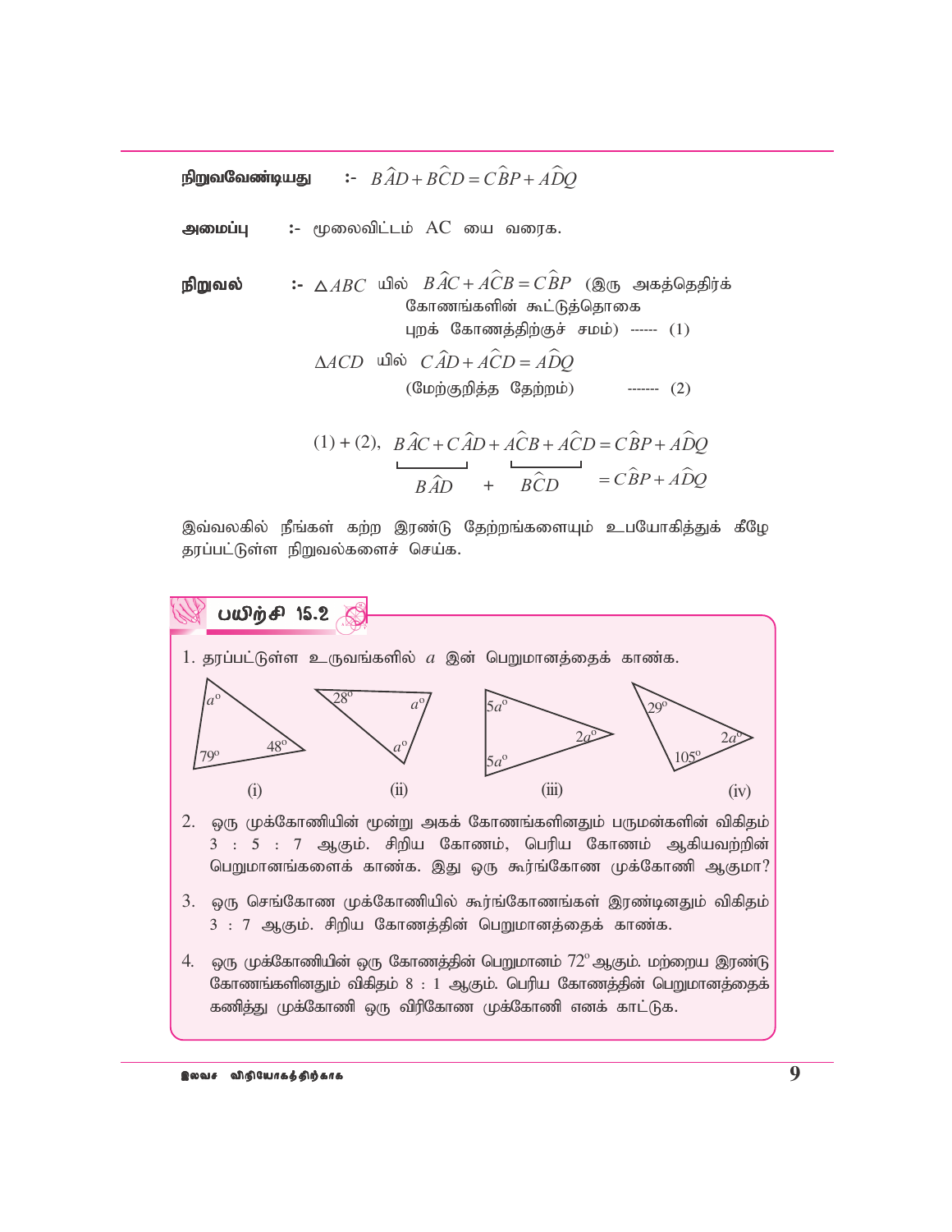**நிறுவவேண்டியது** :- $B\hat{A}D + B\hat{C}D = C\hat{B}P + A\hat{D}Q$

**அமைப்பு** :- மூலைவிட்டம் AC யை வரைக.

**நிறுவல்** :- $\Delta ABC$ யில் $B\hat{A}C + A\hat{C}B = C\hat{B}P$ (இரு அகத்தெதிர்க் கோணங்களின் கூட்டுத்தொகை புறக் கோணத்திற்குச் சமம்) ------ (1)

$\Delta ACD$ யில் $C\hat{A}D + A\hat{C}D = A\hat{D}Q$
(மேற்குறித்த தேற்றம்) ------- (2)

$$(1) + (2),\quad \underbrace{B\hat{A}C + C\hat{A}D}_{B\hat{A}D} + \underbrace{A\hat{C}B + A\hat{C}D}_{B\hat{C}D} = C\hat{B}P + A\hat{D}Q$$

$$B\hat{A}D + B\hat{C}D = C\hat{B}P + A\hat{D}Q$$

இவ்வலகில் நீங்கள் கற்ற இரண்டு தேற்றங்களையும் உபயோகித்துக் கீழே தரப்பட்டுள்ள நிறுவல்களைச் செய்க.

## பயிற்சி 15.2

1. தரப்பட்டுள்ள உருவங்களில் $a$ இன் பெறுமானத்தைக் காண்க.

   (i) கோணங்கள்: $a^\circ$, $79^\circ$, $48^\circ$
   (ii) கோணங்கள்: $28^\circ$, $a^\circ$, $a^\circ$
   (iii) கோணங்கள்: $5a^\circ$, $5a^\circ$, $2a^\circ$
   (iv) கோணங்கள்: $29^\circ$, $105^\circ$, $2a^\circ$

2. ஒரு முக்கோணியின் மூன்று அகக் கோணங்களினதும் பருமன்களின் விகிதம் 3 : 5 : 7 ஆகும். சிறிய கோணம், பெரிய கோணம் ஆகியவற்றின் பெறுமானங்களைக் காண்க. இது ஒரு கூர்ங்கோண முக்கோணி ஆகுமா?

3. ஒரு செங்கோண முக்கோணியில் கூர்ங்கோணங்கள் இரண்டினதும் விகிதம் 3 : 7 ஆகும். சிறிய கோணத்தின் பெறுமானத்தைக் காண்க.

4. ஒரு முக்கோணியின் ஒரு கோணத்தின் பெறுமானம் $72^\circ$ ஆகும். மற்றைய இரண்டு கோணங்களினதும் விகிதம் 8 : 1 ஆகும். பெரிய கோணத்தின் பெறுமானத்தைக் கணித்து முக்கோணி ஒரு விரிகோண முக்கோணி எனக் காட்டுக.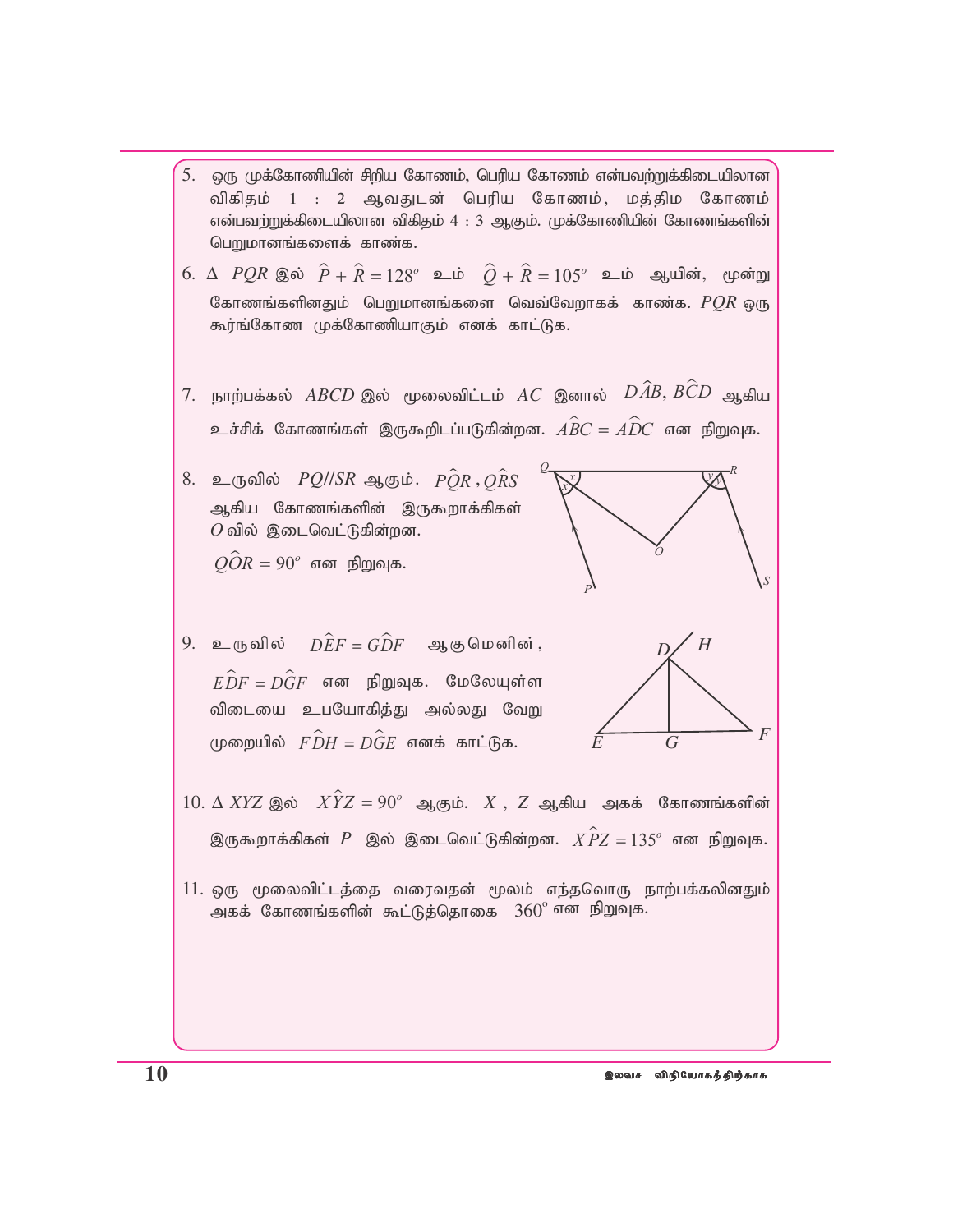5. ஒரு முக்கோணியின் சிறிய கோணம், பெரிய கோணம் என்பவற்றுக்கிடையிலான விகிதம் 1 : 2 ஆவதுடன் பெரிய கோணம், மத்திம கோணம் என்பவற்றுக்கிடையிலான விகிதம் 4 : 3 ஆகும். முக்கோணியின் கோணங்களின் பெறுமானங்களைக் காண்க.

6. $\Delta\ PQR$ இல் $\hat{P} + \hat{R} = 128^o$ உம் $\hat{Q} + \hat{R} = 105^o$ உம் ஆயின், மூன்று கோணங்களினதும் பெறுமானங்களை வெவ்வேறாகக் காண்க. $PQR$ ஒரு கூர்ங்கோண முக்கோணியாகும் எனக் காட்டுக.

7. நாற்பக்கல் $ABCD$ இல் மூலைவிட்டம் $AC$ இனால் $D\hat{A}B, B\hat{C}D$ ஆகிய உச்சிக் கோணங்கள் இருகூறிடப்படுகின்றன. $A\hat{B}C = A\hat{D}C$ என நிறுவுக.

8. உருவில் $PQ // SR$ ஆகும். $P\hat{Q}R$ , $Q\hat{R}S$ ஆகிய கோணங்களின் இருகூறாக்கிகள் $O$ வில் இடைவெட்டுகின்றன.
$Q\hat{O}R = 90^o$ என நிறுவுக.

Q R x x y y O P S

9. உருவில் $D\hat{E}F = G\hat{D}F$ ஆகுமெனின், $E\hat{D}F = D\hat{G}F$ என நிறுவுக. மேலேயுள்ள விடையை உபயோகித்து அல்லது வேறு முறையில் $F\hat{D}H = D\hat{G}E$ எனக் காட்டுக.

D H E G F

10. $\Delta\ XYZ$ இல் $X\hat{Y}Z = 90^o$ ஆகும். $X$ , $Z$ ஆகிய அகக் கோணங்களின் இருகூறாக்கிகள் $P$ இல் இடைவெட்டுகின்றன. $X\hat{P}Z = 135^o$ என நிறுவுக.

11. ஒரு மூலைவிட்டத்தை வரைவதன் மூலம் எந்தவொரு நாற்பக்கலினதும் அகக் கோணங்களின் கூட்டுத்தொகை $360^o$ என நிறுவுக.